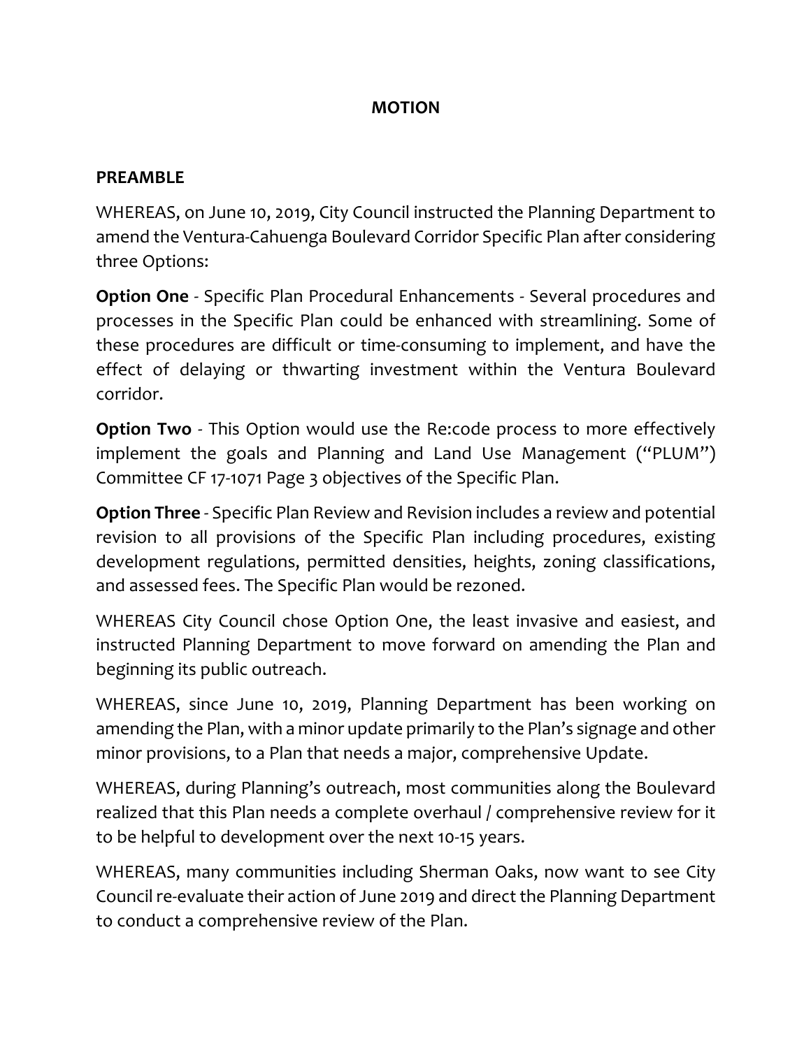# MOTION

## PREAMBLE

WHEREAS, on June 10, 2019, City Council instructed the Planning Department to amend the Ventura-Cahuenga Boulevard Corridor Specific Plan after considering three Options:

**Option One** - Specific Plan Procedural Enhancements - Several procedures and processes in the Specific Plan could be enhanced with streamlining. Some of these procedures are difficult or time-consuming to implement, and have the effect of delaying or thwarting investment within the Ventura Boulevard corridor.

**Option Two** - This Option would use the Re:code process to more effectively implement the goals and Planning and Land Use Management ("PLUM") Committee CF 17-1071 Page 3 objectives of the Specific Plan.

**Option Three** - Specific Plan Review and Revision includes a review and potential revision to all provisions of the Specific Plan including procedures, existing development regulations, permitted densities, heights, zoning classifications, and assessed fees. The Specific Plan would be rezoned.

WHEREAS City Council chose Option One, the least invasive and easiest, and instructed Planning Department to move forward on amending the Plan and beginning its public outreach.

WHEREAS, since June 10, 2019, Planning Department has been working on amending the Plan, with a minor update primarily to the Plan's signage and other minor provisions, to a Plan that needs a major, comprehensive Update.

WHEREAS, during Planning's outreach, most communities along the Boulevard realized that this Plan needs a complete overhaul / comprehensive review for it to be helpful to development over the next 10-15 years.

WHEREAS, many communities including Sherman Oaks, now want to see City Council re-evaluate their action of June 2019 and direct the Planning Department to conduct a comprehensive review of the Plan.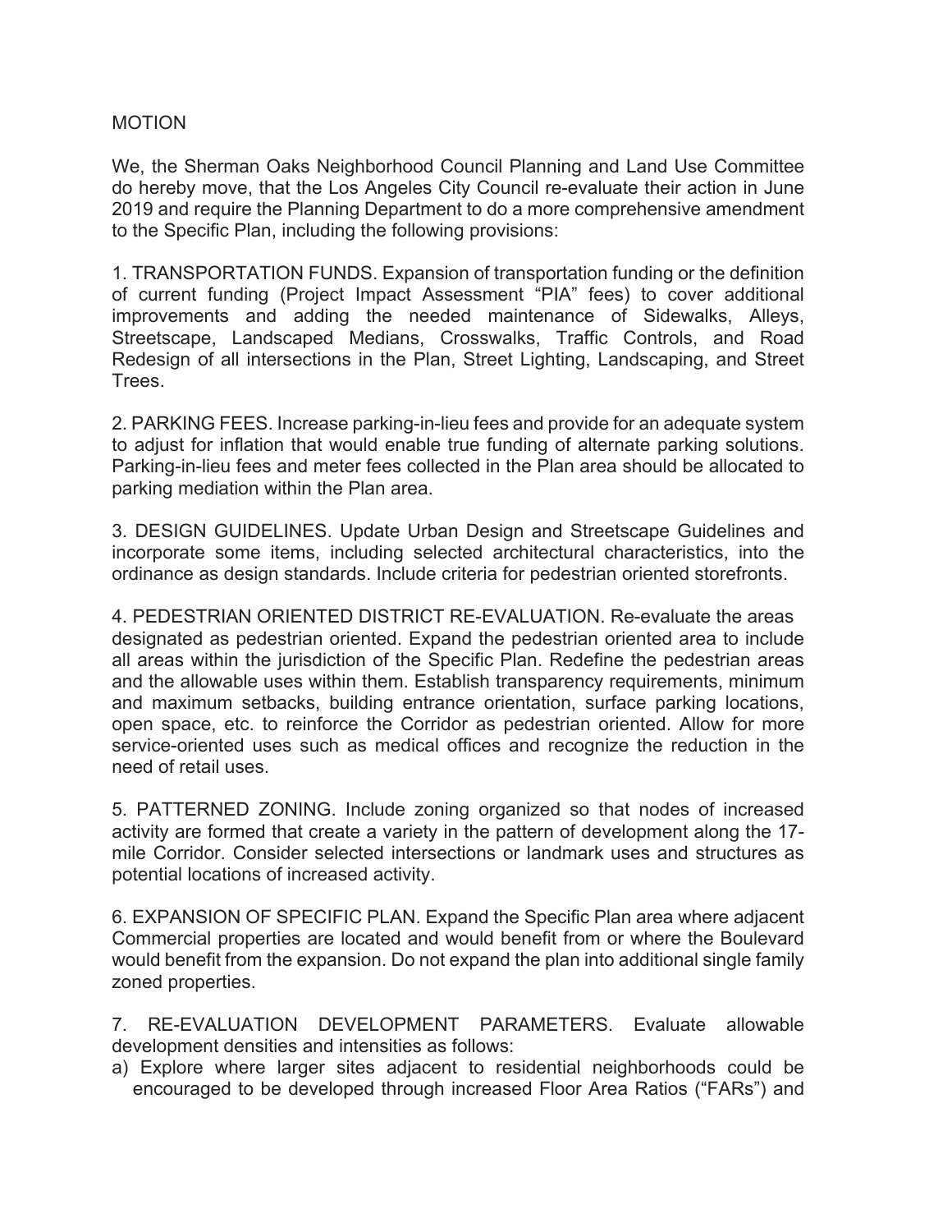MOTION

We, the Sherman Oaks Neighborhood Council Planning and Land Use Committee do hereby move, that the Los Angeles City Council re-evaluate their action in June 2019 and require the Planning Department to do a more comprehensive amendment to the Specific Plan, including the following provisions:

1. TRANSPORTATION FUNDS. Expansion of transportation funding or the definition of current funding (Project Impact Assessment "PIA" fees) to cover additional improvements and adding the needed maintenance of Sidewalks, Alleys, Streetscape, Landscaped Medians, Crosswalks, Traffic Controls, and Road Redesign of all intersections in the Plan, Street Lighting, Landscaping, and Street Trees.

2. PARKING FEES. Increase parking-in-lieu fees and provide for an adequate system to adjust for inflation that would enable true funding of alternate parking solutions. Parking-in-lieu fees and meter fees collected in the Plan area should be allocated to parking mediation within the Plan area.

3. DESIGN GUIDELINES. Update Urban Design and Streetscape Guidelines and incorporate some items, including selected architectural characteristics, into the ordinance as design standards. Include criteria for pedestrian oriented storefronts.

4. PEDESTRIAN ORIENTED DISTRICT RE-EVALUATION. Re-evaluate the areas designated as pedestrian oriented. Expand the pedestrian oriented area to include all areas within the jurisdiction of the Specific Plan. Redefine the pedestrian areas and the allowable uses within them. Establish transparency requirements, minimum and maximum setbacks, building entrance orientation, surface parking locations, open space, etc. to reinforce the Corridor as pedestrian oriented. Allow for more service-oriented uses such as medical offices and recognize the reduction in the need of retail uses.

5. PATTERNED ZONING. Include zoning organized so that nodes of increased activity are formed that create a variety in the pattern of development along the 17-mile Corridor. Consider selected intersections or landmark uses and structures as potential locations of increased activity.

6. EXPANSION OF SPECIFIC PLAN. Expand the Specific Plan area where adjacent Commercial properties are located and would benefit from or where the Boulevard would benefit from the expansion. Do not expand the plan into additional single family zoned properties.

7. RE-EVALUATION DEVELOPMENT PARAMETERS. Evaluate allowable development densities and intensities as follows:

a) Explore where larger sites adjacent to residential neighborhoods could be encouraged to be developed through increased Floor Area Ratios ("FARs") and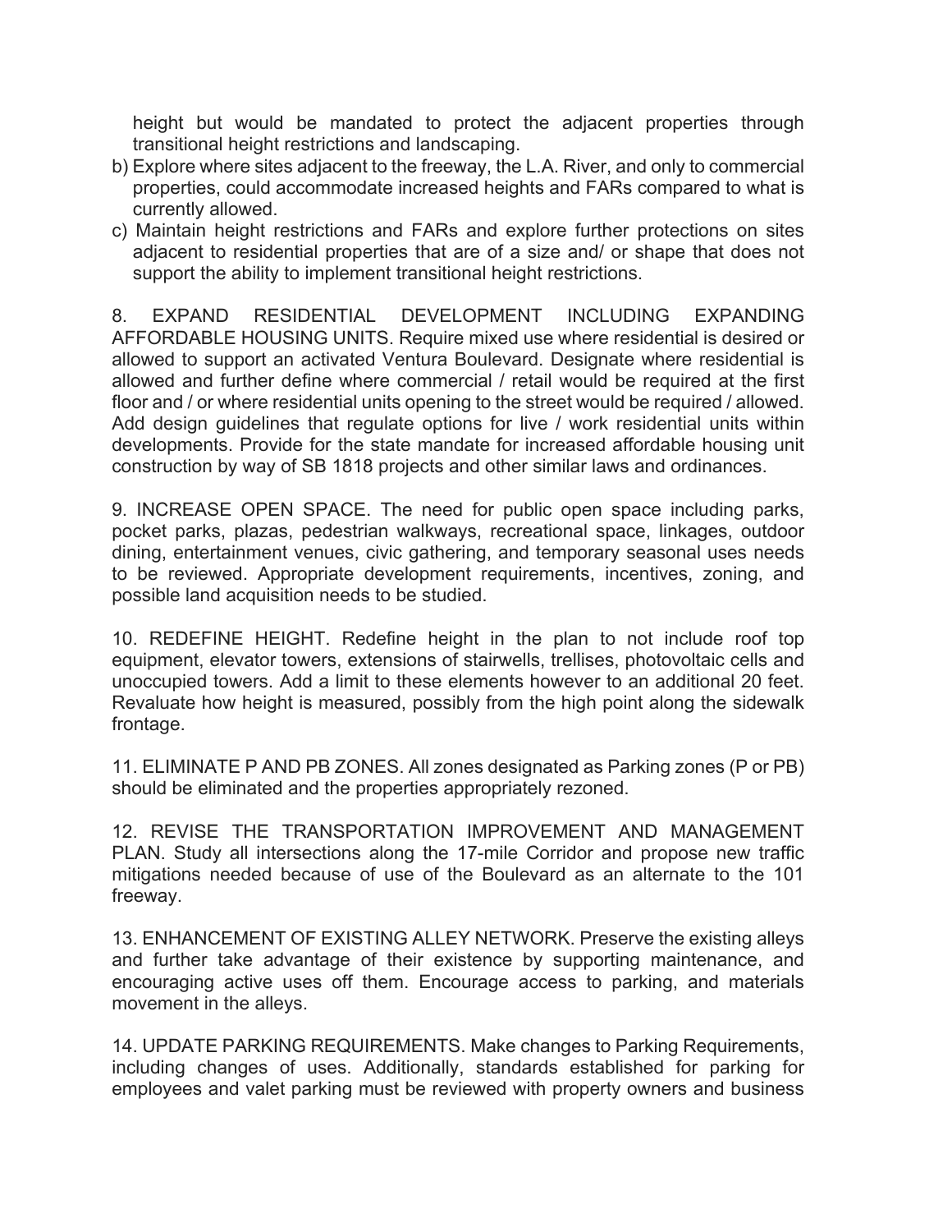height but would be mandated to protect the adjacent properties through transitional height restrictions and landscaping.

b) Explore where sites adjacent to the freeway, the L.A. River, and only to commercial properties, could accommodate increased heights and FARs compared to what is currently allowed.

c) Maintain height restrictions and FARs and explore further protections on sites adjacent to residential properties that are of a size and/ or shape that does not support the ability to implement transitional height restrictions.

8. EXPAND RESIDENTIAL DEVELOPMENT INCLUDING EXPANDING AFFORDABLE HOUSING UNITS. Require mixed use where residential is desired or allowed to support an activated Ventura Boulevard. Designate where residential is allowed and further define where commercial / retail would be required at the first floor and / or where residential units opening to the street would be required / allowed. Add design guidelines that regulate options for live / work residential units within developments. Provide for the state mandate for increased affordable housing unit construction by way of SB 1818 projects and other similar laws and ordinances.

9. INCREASE OPEN SPACE. The need for public open space including parks, pocket parks, plazas, pedestrian walkways, recreational space, linkages, outdoor dining, entertainment venues, civic gathering, and temporary seasonal uses needs to be reviewed. Appropriate development requirements, incentives, zoning, and possible land acquisition needs to be studied.

10. REDEFINE HEIGHT. Redefine height in the plan to not include roof top equipment, elevator towers, extensions of stairwells, trellises, photovoltaic cells and unoccupied towers. Add a limit to these elements however to an additional 20 feet. Revaluate how height is measured, possibly from the high point along the sidewalk frontage.

11. ELIMINATE P AND PB ZONES. All zones designated as Parking zones (P or PB) should be eliminated and the properties appropriately rezoned.

12. REVISE THE TRANSPORTATION IMPROVEMENT AND MANAGEMENT PLAN. Study all intersections along the 17-mile Corridor and propose new traffic mitigations needed because of use of the Boulevard as an alternate to the 101 freeway.

13. ENHANCEMENT OF EXISTING ALLEY NETWORK. Preserve the existing alleys and further take advantage of their existence by supporting maintenance, and encouraging active uses off them. Encourage access to parking, and materials movement in the alleys.

14. UPDATE PARKING REQUIREMENTS. Make changes to Parking Requirements, including changes of uses. Additionally, standards established for parking for employees and valet parking must be reviewed with property owners and business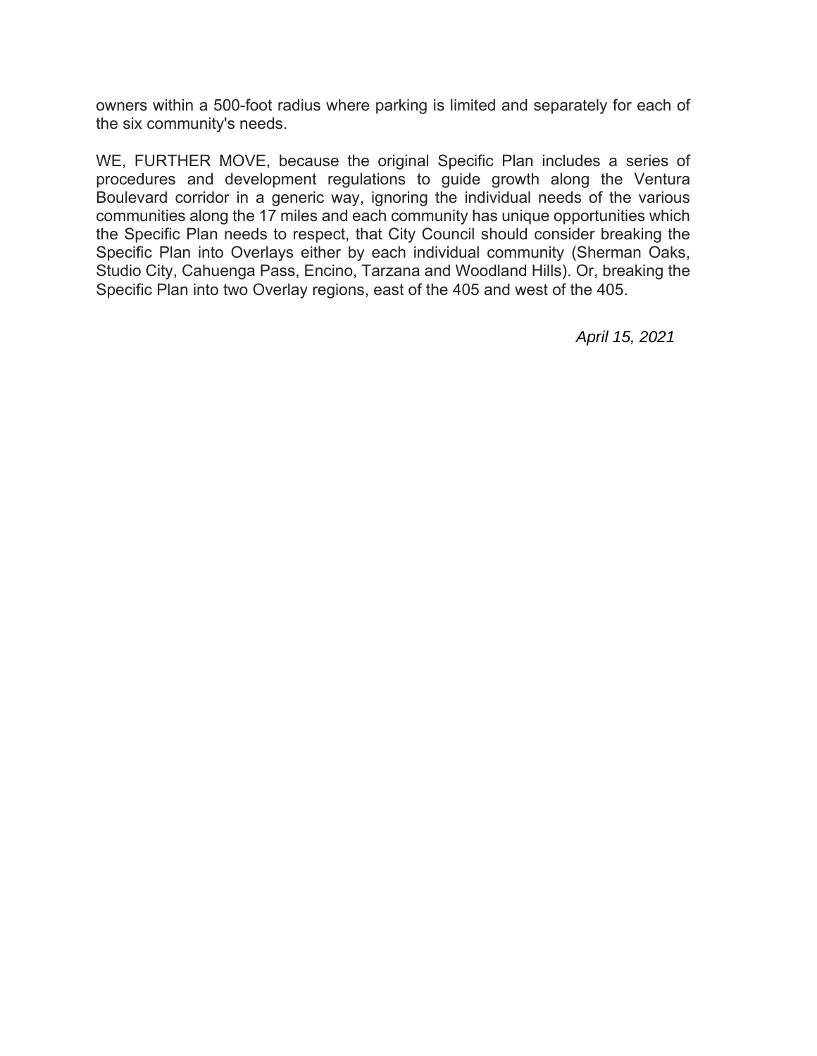owners within a 500-foot radius where parking is limited and separately for each of the six community's needs.

WE, FURTHER MOVE, because the original Specific Plan includes a series of procedures and development regulations to guide growth along the Ventura Boulevard corridor in a generic way, ignoring the individual needs of the various communities along the 17 miles and each community has unique opportunities which the Specific Plan needs to respect, that City Council should consider breaking the Specific Plan into Overlays either by each individual community (Sherman Oaks, Studio City, Cahuenga Pass, Encino, Tarzana and Woodland Hills). Or, breaking the Specific Plan into two Overlay regions, east of the 405 and west of the 405.

*April 15, 2021*